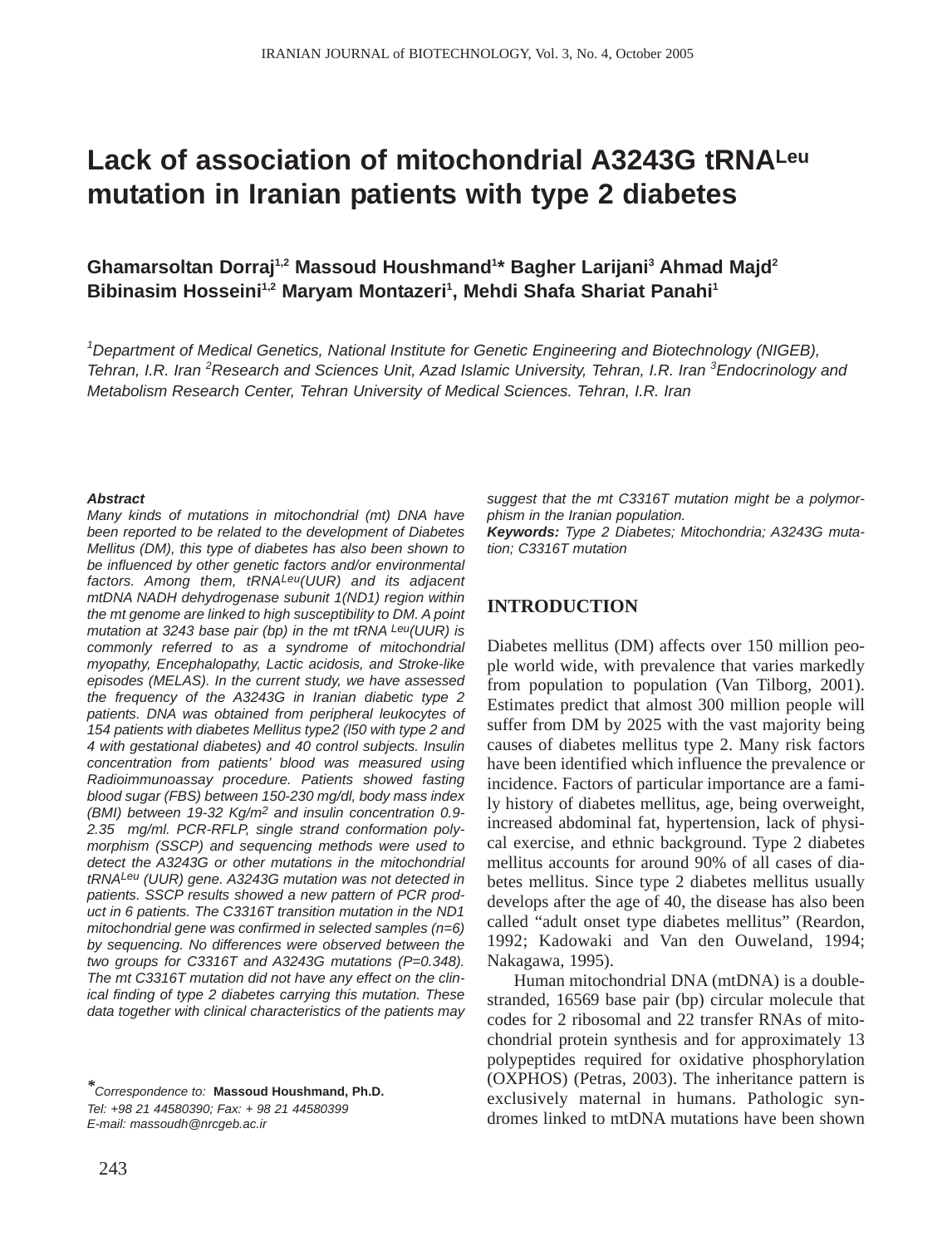# Lack of association of mitochondrial A3243G tRNA$^{Leu}$ mutation in Iranian patients with type 2 diabetes

**Ghamarsoltan Dorraj[1,2] Massoud Houshmand[1]* Bagher Larijani[3] Ahmad Majd[2] Bibinasim Hosseini[1,2] Maryam Montazeri[1], Mehdi Shafa Shariat Panahi[1]**

*[1]Department of Medical Genetics, National Institute for Genetic Engineering and Biotechnology (NIGEB), Tehran, I.R. Iran [2]Research and Sciences Unit, Azad Islamic University, Tehran, I.R. Iran [3]Endocrinology and Metabolism Research Center, Tehran University of Medical Sciences. Tehran, I.R. Iran*

***Abstract***

*Many kinds of mutations in mitochondrial (mt) DNA have been reported to be related to the development of Diabetes Mellitus (DM), this type of diabetes has also been shown to be influenced by other genetic factors and/or environmental factors. Among them, tRNA$^{Leu}$(UUR) and its adjacent mtDNA NADH dehydrogenase subunit 1(ND1) region within the mt genome are linked to high susceptibility to DM. A point mutation at 3243 base pair (bp) in the mt tRNA $^{Leu}$(UUR) is commonly referred to as a syndrome of mitochondrial myopathy, Encephalopathy, Lactic acidosis, and Stroke-like episodes (MELAS). In the current study, we have assessed the frequency of the A3243G in Iranian diabetic type 2 patients. DNA was obtained from peripheral leukocytes of 154 patients with diabetes Mellitus type2 (l50 with type 2 and 4 with gestational diabetes) and 40 control subjects. Insulin concentration from patients' blood was measured using Radioimmunoassay procedure. Patients showed fasting blood sugar (FBS) between 150-230 mg/dl, body mass index (BMI) between 19-32 Kg/m$^2$ and insulin concentration 0.9-2.35 mg/ml. PCR-RFLP, single strand conformation polymorphism (SSCP) and sequencing methods were used to detect the A3243G or other mutations in the mitochondrial tRNA$^{Leu}$ (UUR) gene. A3243G mutation was not detected in patients. SSCP results showed a new pattern of PCR product in 6 patients. The C3316T transition mutation in the ND1 mitochondrial gene was confirmed in selected samples (n=6) by sequencing. No differences were observed between the two groups for C3316T and A3243G mutations (P=0.348). The mt C3316T mutation did not have any effect on the clinical finding of type 2 diabetes carrying this mutation. These data together with clinical characteristics of the patients may suggest that the mt C3316T mutation might be a polymorphism in the Iranian population.*

***Keywords:*** *Type 2 Diabetes; Mitochondria; A3243G mutation; C3316T mutation*

*Correspondence to: **Massoud Houshmand, Ph.D.**
Tel: +98 21 44580390; Fax: + 98 21 44580399
E-mail: massoudh@nrcgeb.ac.ir

## INTRODUCTION

Diabetes mellitus (DM) affects over 150 million people world wide, with prevalence that varies markedly from population to population (Van Tilborg, 2001). Estimates predict that almost 300 million people will suffer from DM by 2025 with the vast majority being causes of diabetes mellitus type 2. Many risk factors have been identified which influence the prevalence or incidence. Factors of particular importance are a family history of diabetes mellitus, age, being overweight, increased abdominal fat, hypertension, lack of physical exercise, and ethnic background. Type 2 diabetes mellitus accounts for around 90% of all cases of diabetes mellitus. Since type 2 diabetes mellitus usually develops after the age of 40, the disease has also been called "adult onset type diabetes mellitus" (Reardon, 1992; Kadowaki and Van den Ouweland, 1994; Nakagawa, 1995).

Human mitochondrial DNA (mtDNA) is a double-stranded, 16569 base pair (bp) circular molecule that codes for 2 ribosomal and 22 transfer RNAs of mitochondrial protein synthesis and for approximately 13 polypeptides required for oxidative phosphorylation (OXPHOS) (Petras, 2003). The inheritance pattern is exclusively maternal in humans. Pathologic syndromes linked to mtDNA mutations have been shown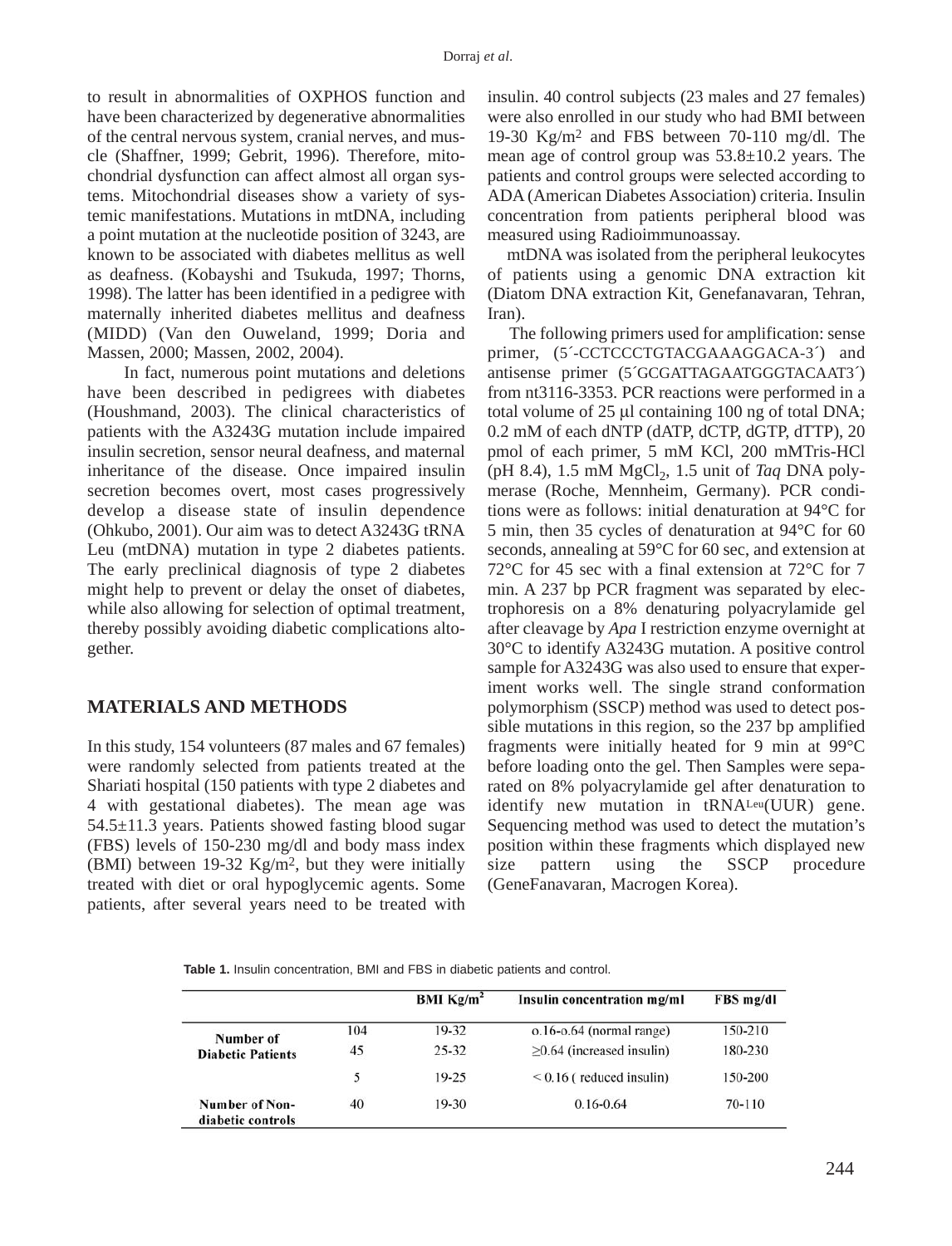to result in abnormalities of OXPHOS function and have been characterized by degenerative abnormalities of the central nervous system, cranial nerves, and muscle (Shaffner, 1999; Gebrit, 1996). Therefore, mitochondrial dysfunction can affect almost all organ systems. Mitochondrial diseases show a variety of systemic manifestations. Mutations in mtDNA, including a point mutation at the nucleotide position of 3243, are known to be associated with diabetes mellitus as well as deafness. (Kobayshi and Tsukuda, 1997; Thorns, 1998). The latter has been identified in a pedigree with maternally inherited diabetes mellitus and deafness (MIDD) (Van den Ouweland, 1999; Doria and Massen, 2000; Massen, 2002, 2004).

In fact, numerous point mutations and deletions have been described in pedigrees with diabetes (Houshmand, 2003). The clinical characteristics of patients with the A3243G mutation include impaired insulin secretion, sensor neural deafness, and maternal inheritance of the disease. Once impaired insulin secretion becomes overt, most cases progressively develop a disease state of insulin dependence (Ohkubo, 2001). Our aim was to detect A3243G tRNA Leu (mtDNA) mutation in type 2 diabetes patients. The early preclinical diagnosis of type 2 diabetes might help to prevent or delay the onset of diabetes, while also allowing for selection of optimal treatment, thereby possibly avoiding diabetic complications altogether.

## MATERIALS AND METHODS

In this study, 154 volunteers (87 males and 67 females) were randomly selected from patients treated at the Shariati hospital (150 patients with type 2 diabetes and 4 with gestational diabetes). The mean age was 54.5±11.3 years. Patients showed fasting blood sugar (FBS) levels of 150-230 mg/dl and body mass index (BMI) between 19-32 Kg/m$^2$, but they were initially treated with diet or oral hypoglycemic agents. Some patients, after several years need to be treated with insulin. 40 control subjects (23 males and 27 females) were also enrolled in our study who had BMI between 19-30 Kg/m$^2$ and FBS between 70-110 mg/dl. The mean age of control group was 53.8±10.2 years. The patients and control groups were selected according to ADA (American Diabetes Association) criteria. Insulin concentration from patients peripheral blood was measured using Radioimmunoassay.

mtDNA was isolated from the peripheral leukocytes of patients using a genomic DNA extraction kit (Diatom DNA extraction Kit, Genefanavaran, Tehran, Iran).

The following primers used for amplification: sense primer, (5´-CCTCCCTGTACGAAAGGACA-3´) and antisense primer (5´GCGATTAGAATGGGTACAAT3´) from nt3116-3353. PCR reactions were performed in a total volume of 25 μl containing 100 ng of total DNA; 0.2 mM of each dNTP (dATP, dCTP, dGTP, dTTP), 20 pmol of each primer, 5 mM KCl, 200 mMTris-HCl (pH 8.4), 1.5 mM $MgCl_2$, 1.5 unit of *Taq* DNA polymerase (Roche, Mennheim, Germany). PCR conditions were as follows: initial denaturation at 94°C for 5 min, then 35 cycles of denaturation at 94°C for 60 seconds, annealing at 59°C for 60 sec, and extension at 72°C for 45 sec with a final extension at 72°C for 7 min. A 237 bp PCR fragment was separated by electrophoresis on a 8% denaturing polyacrylamide gel after cleavage by *Apa* I restriction enzyme overnight at 30°C to identify A3243G mutation. A positive control sample for A3243G was also used to ensure that experiment works well. The single strand conformation polymorphism (SSCP) method was used to detect possible mutations in this region, so the 237 bp amplified fragments were initially heated for 9 min at 99°C before loading onto the gel. Then Samples were separated on 8% polyacrylamide gel after denaturation to identify new mutation in tRNA$^{Leu}$(UUR) gene. Sequencing method was used to detect the mutation's position within these fragments which displayed new size pattern using the SSCP procedure (GeneFanavaran, Macrogen Korea).

**Table 1.** Insulin concentration, BMI and FBS in diabetic patients and control.

| | | BMI Kg/m$^2$ | Insulin concentration mg/ml | FBS mg/dl |
|---|---|---|---|---|
| Number of Diabetic Patients | 104 | 19-32 | 0.16-0.64 (normal range) | 150-210 |
| | 45 | 25-32 | ≥0.64 (increased insulin) | 180-230 |
| | 5 | 19-25 | < 0.16 ( reduced insulin) | 150-200 |
| Number of Non-diabetic controls | 40 | 19-30 | 0.16-0.64 | 70-110 |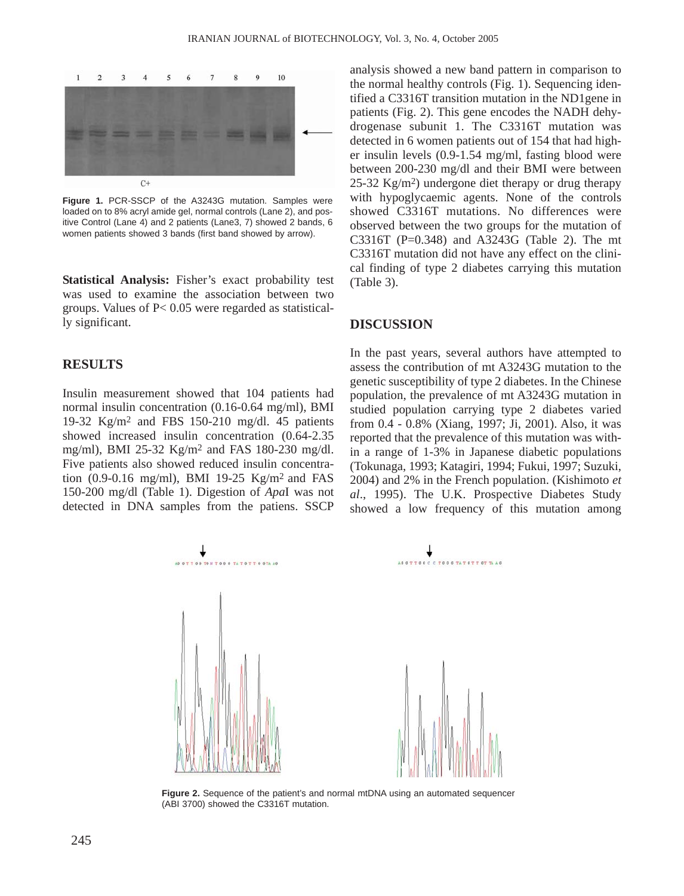Figure 1. PCR-SSCP of the A3243G mutation. Samples were loaded on to 8% acryl amide gel, normal controls (Lane 2), and positive Control (Lane 4) and 2 patients (Lane3, 7) showed 2 bands, 6 women patients showed 3 bands (first band showed by arrow).

**Statistical Analysis:** Fisher's exact probability test was used to examine the association between two groups. Values of P< 0.05 were regarded as statistically significant.

## RESULTS

Insulin measurement showed that 104 patients had normal insulin concentration (0.16-0.64 mg/ml), BMI 19-32 Kg/m$^2$ and FBS 150-210 mg/dl. 45 patients showed increased insulin concentration (0.64-2.35 mg/ml), BMI 25-32 Kg/m$^2$ and FAS 180-230 mg/dl. Five patients also showed reduced insulin concentration (0.9-0.16 mg/ml), BMI 19-25 Kg/m$^2$ and FAS 150-200 mg/dl (Table 1). Digestion of *Apa*I was not detected in DNA samples from the patiens. SSCP analysis showed a new band pattern in comparison to the normal healthy controls (Fig. 1). Sequencing identified a C3316T transition mutation in the ND1gene in patients (Fig. 2). This gene encodes the NADH dehydrogenase subunit 1. The C3316T mutation was detected in 6 women patients out of 154 that had higher insulin levels (0.9-1.54 mg/ml, fasting blood were between 200-230 mg/dl and their BMI were between 25-32 Kg/m$^2$) undergone diet therapy or drug therapy with hypoglycaemic agents. None of the controls showed C3316T mutations. No differences were observed between the two groups for the mutation of C3316T (P=0.348) and A3243G (Table 2). The mt C3316T mutation did not have any effect on the clinical finding of type 2 diabetes carrying this mutation (Table 3).

## DISCUSSION

In the past years, several authors have attempted to assess the contribution of mt A3243G mutation to the genetic susceptibility of type 2 diabetes. In the Chinese population, the prevalence of mt A3243G mutation in studied population carrying type 2 diabetes varied from 0.4 - 0.8% (Xiang, 1997; Ji, 2001). Also, it was reported that the prevalence of this mutation was within a range of 1-3% in Japanese diabetic populations (Tokunaga, 1993; Katagiri, 1994; Fukui, 1997; Suzuki, 2004) and 2% in the French population. (Kishimoto *et al*., 1995). The U.K. Prospective Diabetes Study showed a low frequency of this mutation among

Figure 2. Sequence of the patient's and normal mtDNA using an automated sequencer (ABI 3700) showed the C3316T mutation.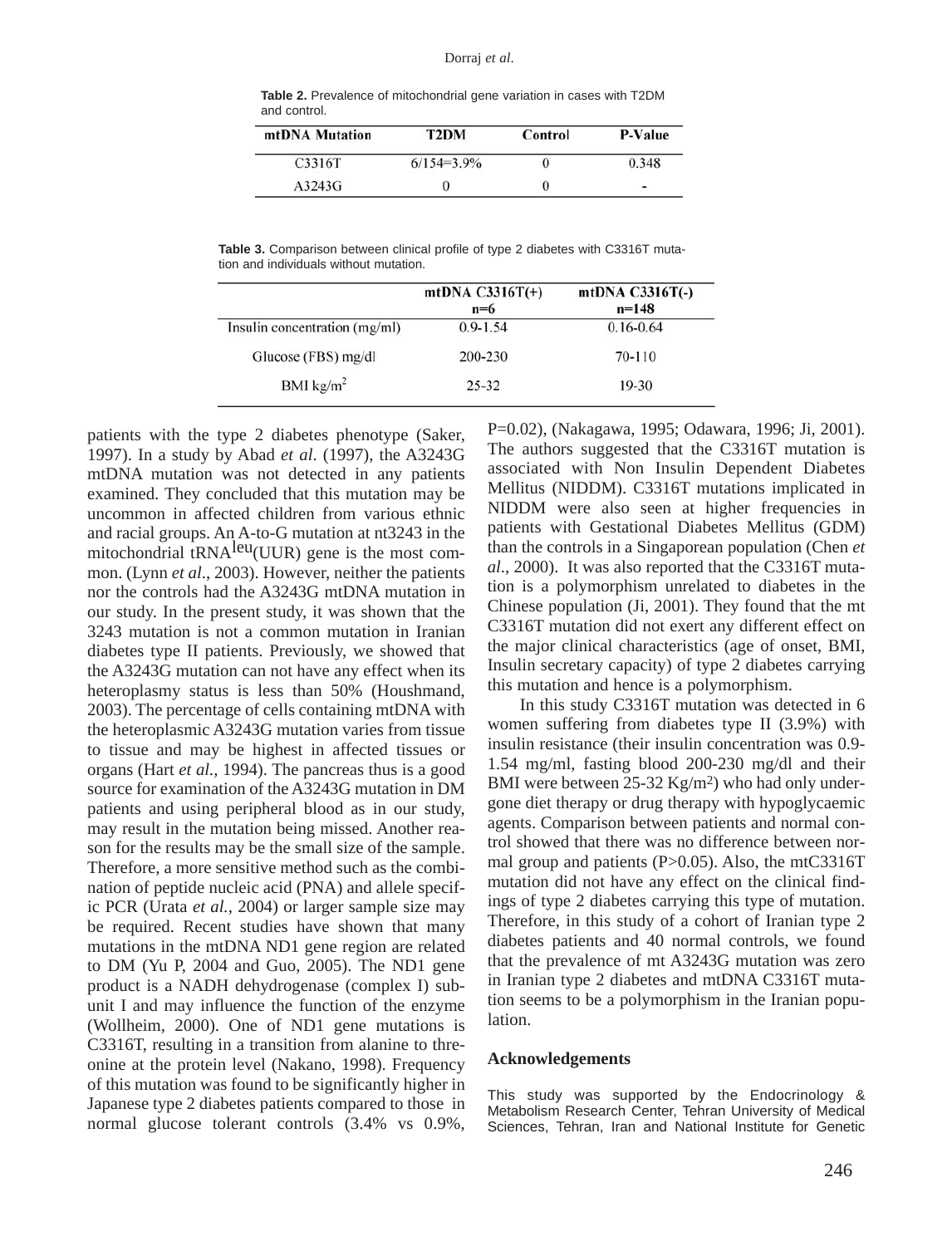**Table 2.** Prevalence of mitochondrial gene variation in cases with T2DM and control.

| mtDNA Mutation | T2DM | Control | P-Value |
| --- | --- | --- | --- |
| C3316T | 6/154=3.9% | 0 | 0.348 |
| A3243G | 0 | 0 | - |

**Table 3.** Comparison between clinical profile of type 2 diabetes with C3316T mutation and individuals without mutation.

| | mtDNA C3316T(+) n=6 | mtDNA C3316T(-) n=148 |
| --- | --- | --- |
| Insulin concentration (mg/ml) | 0.9-1.54 | 0.16-0.64 |
| Glucose (FBS) mg/dl | 200-230 | 70-110 |
| BMI kg/m$^2$ | 25-32 | 19-30 |

patients with the type 2 diabetes phenotype (Saker, 1997). In a study by Abad *et al*. (1997), the A3243G mtDNA mutation was not detected in any patients examined. They concluded that this mutation may be uncommon in affected children from various ethnic and racial groups. An A-to-G mutation at nt3243 in the mitochondrial tRNA$^{leu}$(UUR) gene is the most common. (Lynn *et al*., 2003). However, neither the patients nor the controls had the A3243G mtDNA mutation in our study. In the present study, it was shown that the 3243 mutation is not a common mutation in Iranian diabetes type II patients. Previously, we showed that the A3243G mutation can not have any effect when its heteroplasmy status is less than 50% (Houshmand, 2003). The percentage of cells containing mtDNA with the heteroplasmic A3243G mutation varies from tissue to tissue and may be highest in affected tissues or organs (Hart *et al.,* 1994). The pancreas thus is a good source for examination of the A3243G mutation in DM patients and using peripheral blood as in our study, may result in the mutation being missed. Another reason for the results may be the small size of the sample. Therefore, a more sensitive method such as the combination of peptide nucleic acid (PNA) and allele specific PCR (Urata *et al.*, 2004) or larger sample size may be required. Recent studies have shown that many mutations in the mtDNA ND1 gene region are related to DM (Yu P, 2004 and Guo, 2005). The ND1 gene product is a NADH dehydrogenase (complex I) subunit I and may influence the function of the enzyme (Wollheim, 2000). One of ND1 gene mutations is C3316T, resulting in a transition from alanine to threonine at the protein level (Nakano, 1998). Frequency of this mutation was found to be significantly higher in Japanese type 2 diabetes patients compared to those in normal glucose tolerant controls (3.4% vs 0.9%, P=0.02), (Nakagawa, 1995; Odawara, 1996; Ji, 2001). The authors suggested that the C3316T mutation is associated with Non Insulin Dependent Diabetes Mellitus (NIDDM). C3316T mutations implicated in NIDDM were also seen at higher frequencies in patients with Gestational Diabetes Mellitus (GDM) than the controls in a Singaporean population (Chen *et al*., 2000). It was also reported that the C3316T mutation is a polymorphism unrelated to diabetes in the Chinese population (Ji, 2001). They found that the mt C3316T mutation did not exert any different effect on the major clinical characteristics (age of onset, BMI, Insulin secretary capacity) of type 2 diabetes carrying this mutation and hence is a polymorphism.

In this study C3316T mutation was detected in 6 women suffering from diabetes type II (3.9%) with insulin resistance (their insulin concentration was 0.9-1.54 mg/ml, fasting blood 200-230 mg/dl and their BMI were between 25-32 Kg/m$^2$) who had only undergone diet therapy or drug therapy with hypoglycaemic agents. Comparison between patients and normal control showed that there was no difference between normal group and patients (P>0.05). Also, the mtC3316T mutation did not have any effect on the clinical findings of type 2 diabetes carrying this type of mutation. Therefore, in this study of a cohort of Iranian type 2 diabetes patients and 40 normal controls, we found that the prevalence of mt A3243G mutation was zero in Iranian type 2 diabetes and mtDNA C3316T mutation seems to be a polymorphism in the Iranian population.

## Acknowledgements

This study was supported by the Endocrinology & Metabolism Research Center, Tehran University of Medical Sciences, Tehran, Iran and National Institute for Genetic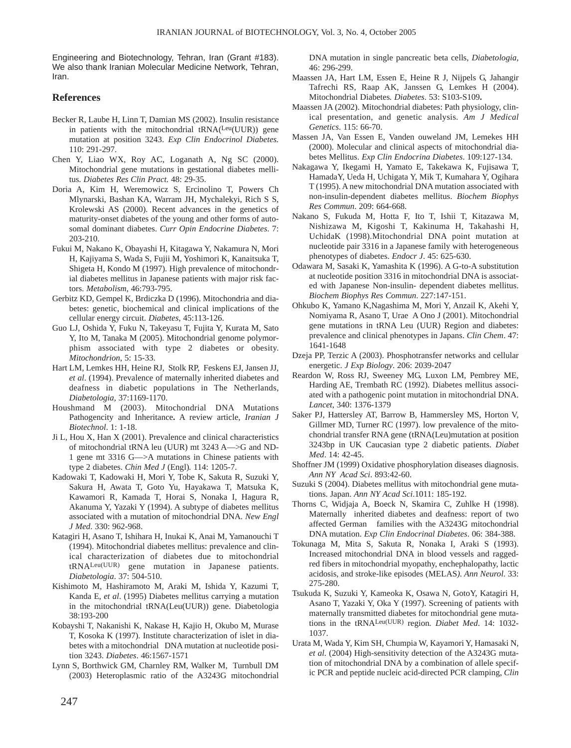Engineering and Biotechnology, Tehran, Iran (Grant #183). We also thank Iranian Molecular Medicine Network, Tehran, Iran.

## References

Becker R, Laube H, Linn T, Damian MS (2002). Insulin resistance in patients with the mitochondrial tRNA($^{Leu}$(UUR)) gene mutation at position 3243. *Exp Clin Endocrinol Diabetes.* 110: 291-297.

Chen Y, Liao WX, Roy AC, Loganath A, Ng SC (2000). Mitochondrial gene mutations in gestational diabetes mellitus. *Diabetes Res Clin Pract.* 48: 29-35.

Doria A, Kim H, Weremowicz S, Ercinolino T, Powers Ch Mlynarski, Bashan KA, Warram JH, Mychalekyi, Rich S S, Krolewski AS (2000). Recent advances in the genetics of maturity-onset diabetes of the young and other forms of autosomal dominant diabetes. *Curr Opin Endocrine Diabetes*. 7: 203-210.

Fukui M, Nakano K, Obayashi H, Kitagawa Y, Nakamura N, Mori H, Kajiyama S, Wada S, Fujii M, Yoshimori K, Kanaitsuka T, Shigeta H, Kondo M (1997). High prevalence of mitochondrial diabetes mellitus in Japanese patients with major risk factors. *Metabolism*, 46:793-795.

Gerbitz KD, Gempel K, Brdiczka D (1996). Mitochondria and diabetes: genetic, biochemical and clinical implications of the cellular energy circuit. *Diabetes*, 45:113-126.

Guo LJ, Oshida Y, Fuku N, Takeyasu T, Fujita Y, Kurata M, Sato Y, Ito M, Tanaka M (2005). Mitochondrial genome polymorphism associated with type 2 diabetes or obesity. *Mitochondrion*, 5: 15-33.

Hart LM, Lemkes HH, Heine RJ, Stolk RP, Feskens EJ, Jansen JJ, *et al*. (1994). Prevalence of maternally inherited diabetes and deafness in diabetic populations in The Netherlands, *Diabetologia,* 37:1169-1170.

Houshmand M (2003). Mitochondrial DNA Mutations Pathogencity and Inheritance**.** A review article, *Iranian J Biotechnol*. 1: 1-18.

Ji L, Hou X, Han X (2001). Prevalence and clinical characteristics of mitochondrial tRNA leu (UUR) mt 3243 A—>G and ND-1 gene mt 3316 G—>A mutations in Chinese patients with type 2 diabetes. *Chin Med J* (Engl)*.* 114: 1205-7.

Kadowaki T, Kadowaki H, Mori Y, Tobe K, Sakuta R, Suzuki Y, Sakura H, Awata T, Goto Yu, Hayakawa T, Matsuka K, Kawamori R, Kamada T, Horai S, Nonaka I, Hagura R, Akanuma Y, Yazaki Y (1994). A subtype of diabetes mellitus associated with a mutation of mitochondrial DNA. *New Engl J Med*. 330: 962-968.

Katagiri H, Asano T, Ishihara H, Inukai K, Anai M, Yamanouchi T (1994). Mitochondrial diabetes mellitus: prevalence and clinical characterization of diabetes due to mitochondrial tRNA$^{Leu(UUR)}$ gene mutation in Japanese patients. *Diabetologia*. 37: 504-510.

Kishimoto M, Hashiramoto M, Araki M, Ishida Y, Kazumi T, Kanda E, *et al*. (1995) Diabetes mellitus carrying a mutation in the mitochondrial tRNA(Leu(UUR)) gene. Diabetologia 38:193-200

Kobayshi T, Nakanishi K, Nakase H, Kajio H, Okubo M, Murase T, Kosoka K (1997). Institute characterization of islet in diabetes with a mitochondrial DNA mutation at nucleotide position 3243. *Diabetes*. 46:1567-1571

Lynn S, Borthwick GM, Charnley RM, Walker M, Turnbull DM (2003) Heteroplasmic ratio of the A3243G mitochondrial DNA mutation in single pancreatic beta cells, *Diabetologia,* 46: 296-299.

Maassen JA, Hart LM, Essen E, Heine R J, Nijpels G, Jahangir Tafrechi RS, Raap AK, Janssen G, Lemkes H (2004). Mitochondrial Diabetes*. Diabetes*. 53: S103-S109**.**

Maassen JA (2002). Mitochondrial diabetes: Path physiology, clinical presentation, and genetic analysis. *Am J Medical Genetics*. 115: 66-70.

Massen JA, Van Essen E, Vanden ouweland JM, Lemekes HH (2000). Molecular and clinical aspects of mitochondrial diabetes Mellitus. *Exp Clin Endocrina Diabetes*. 109:127-134.

Nakagawa Y, Ikegami H, Yamato E, Takekawa K, Fujisawa T, HamadaY, Ueda H, Uchigata Y, Mik T, Kumahara Y, Ogihara T (1995). A new mitochondrial DNA mutation associated with non-insulin-dependent diabetes mellitus. *Biochem Biophys Res Commun*. 209: 664-668.

Nakano S, Fukuda M, Hotta F, Ito T, Ishii T, Kitazawa M, Nishizawa M, Kigoshi T, Kakinuma H, Takahashi H, UchidaK (1998).Mitochondrial DNA point mutation at nucleotide pair 3316 in a Japanese family with heterogeneous phenotypes of diabetes. *Endocr J*. 45: 625-630.

Odawara M, Sasaki K, Yamashita K (1996). A G-to-A substitution at nucleotide position 3316 in mitochondrial DNA is associated with Japanese Non-insulin- dependent diabetes mellitus. *Biochem Biophys Res Commun*. 227:147-151.

Ohkubo K, Yamano K,Nagashima M, Mori Y, Anzail K, Akehi Y, Nomiyama R, Asano T, Urae A Ono J (2001). Mitochondrial gene mutations in tRNA Leu (UUR) Region and diabetes: prevalence and clinical phenotypes in Japans. *Clin Chem*. 47: 1641-1648

Dzeja PP, Terzic A (2003). Phosphotransfer networks and cellular energetic. *J Exp Biology*. 206: 2039-2047

Reardon W, Ross RJ, Sweeney MG, Luxon LM, Pembrey ME, Harding AE, Trembath RC (1992). Diabetes mellitus associated with a pathogenic point mutation in mitochondrial DNA. *Lancet,* 340: 1376-1379

Saker PJ, Hattersley AT, Barrow B, Hammersley MS, Horton V, Gillmer MD, Turner RC (1997). low prevalence of the mitochondrial transfer RNA gene (tRNA(Leu)mutation at position 3243bp in UK Caucasian type 2 diabetic patients. *Diabet Med*. 14: 42-45.

Shoffner JM (1999) Oxidative phosphorylation diseases diagnosis. *Ann NY Acad Sci*. 893:42-60.

Suzuki S (2004). Diabetes mellitus with mitochondrial gene mutations. Japan. *Ann NY Acad Sci*.1011: 185-192.

Thorns C, Widjaja A, Boeck N, Skamira C, Zuhlke H (1998). Maternally inherited diabetes and deafness: report of two affected German families with the A3243G mitochondrial DNA mutation. *Exp Clin Endocrinal Diabetes*. 06: 384-388.

Tokunaga M, Mita S, Sakuta R, Nonaka I, Araki S (1993). Increased mitochondrial DNA in blood vessels and ragged-red fibers in mitochondrial myopathy, enchephalopathy, lactic acidosis, and stroke-like episodes (MELAS*). Ann Neurol*. 33: 275-280.

Tsukuda K, Suzuki Y, Kameoka K, Osawa N, GotoY, Katagiri H, Asano T, Yazaki Y, Oka Y (1997). Screening of patients with maternally transmitted diabetes for mitochondrial gene mutations in the tRNA$^{Leu(UUR)}$ region*. Diabet Med*. 14: 1032-1037.

Urata M, Wada Y, Kim SH, Chumpia W, Kayamori Y, Hamasaki N, *et al.* (2004) High-sensitivity detection of the A3243G mutation of mitochondrial DNA by a combination of allele specific PCR and peptide nucleic acid-directed PCR clamping, *Clin*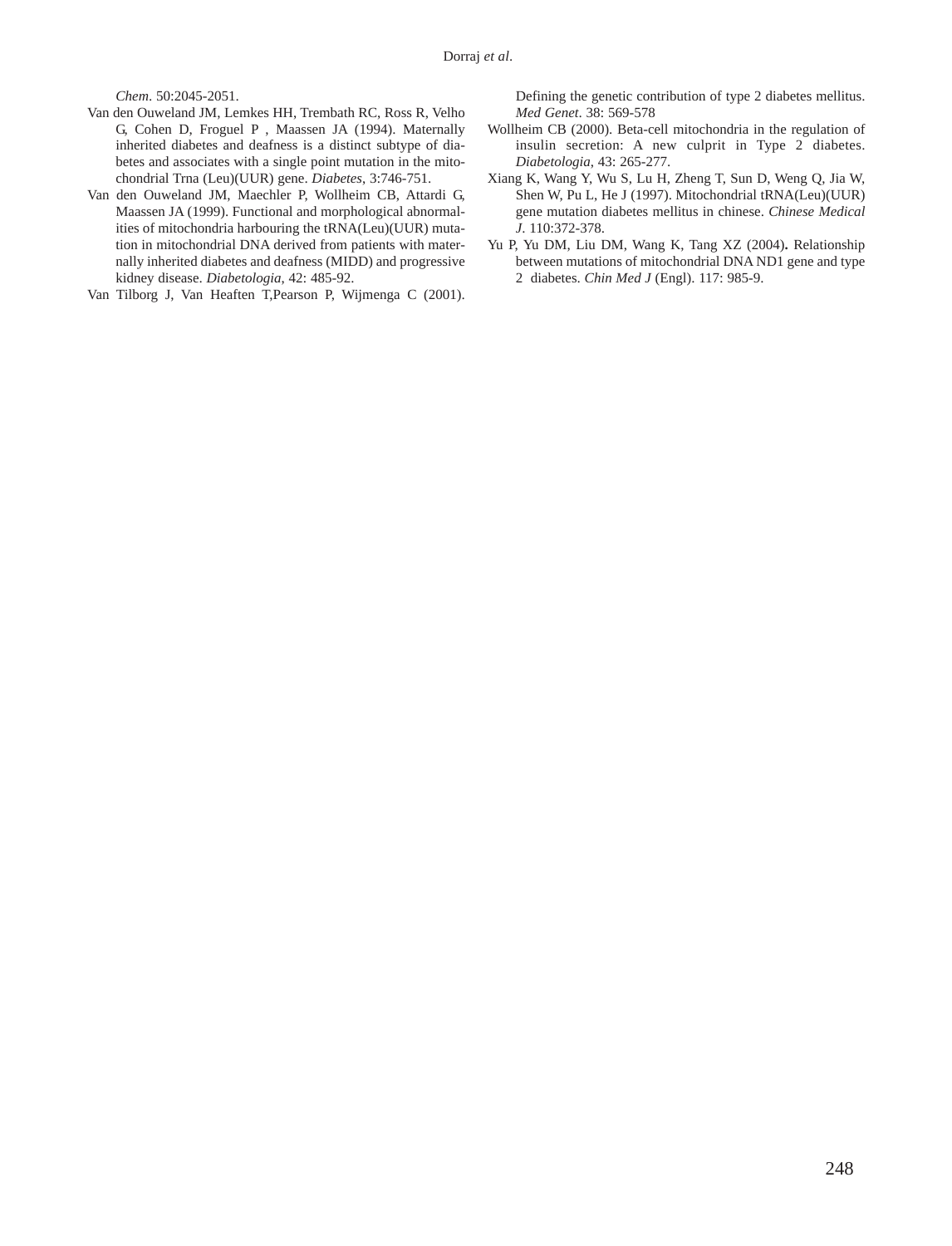*Chem*. 50:2045-2051.

Van den Ouweland JM, Lemkes HH, Trembath RC, Ross R, Velho G, Cohen D, Froguel P , Maassen JA (1994). Maternally inherited diabetes and deafness is a distinct subtype of diabetes and associates with a single point mutation in the mitochondrial Trna (Leu)(UUR) gene. *Diabetes*, 3:746-751.

Van den Ouweland JM, Maechler P, Wollheim CB, Attardi G, Maassen JA (1999). Functional and morphological abnormalities of mitochondria harbouring the tRNA(Leu)(UUR) mutation in mitochondrial DNA derived from patients with maternally inherited diabetes and deafness (MIDD) and progressive kidney disease. *Diabetologia*, 42: 485-92.

Van Tilborg J, Van Heaften T,Pearson P, Wijmenga C (2001). Defining the genetic contribution of type 2 diabetes mellitus. *Med Genet*. 38: 569-578

Wollheim CB (2000). Beta-cell mitochondria in the regulation of insulin secretion: A new culprit in Type 2 diabetes. *Diabetologia*, 43: 265-277.

Xiang K, Wang Y, Wu S, Lu H, Zheng T, Sun D, Weng Q, Jia W, Shen W, Pu L, He J (1997). Mitochondrial tRNA(Leu)(UUR) gene mutation diabetes mellitus in chinese. *Chinese Medical J*. 110:372-378.

Yu P, Yu DM, Liu DM, Wang K, Tang XZ (2004). Relationship between mutations of mitochondrial DNA ND1 gene and type 2 diabetes. *Chin Med J* (Engl). 117: 985-9.